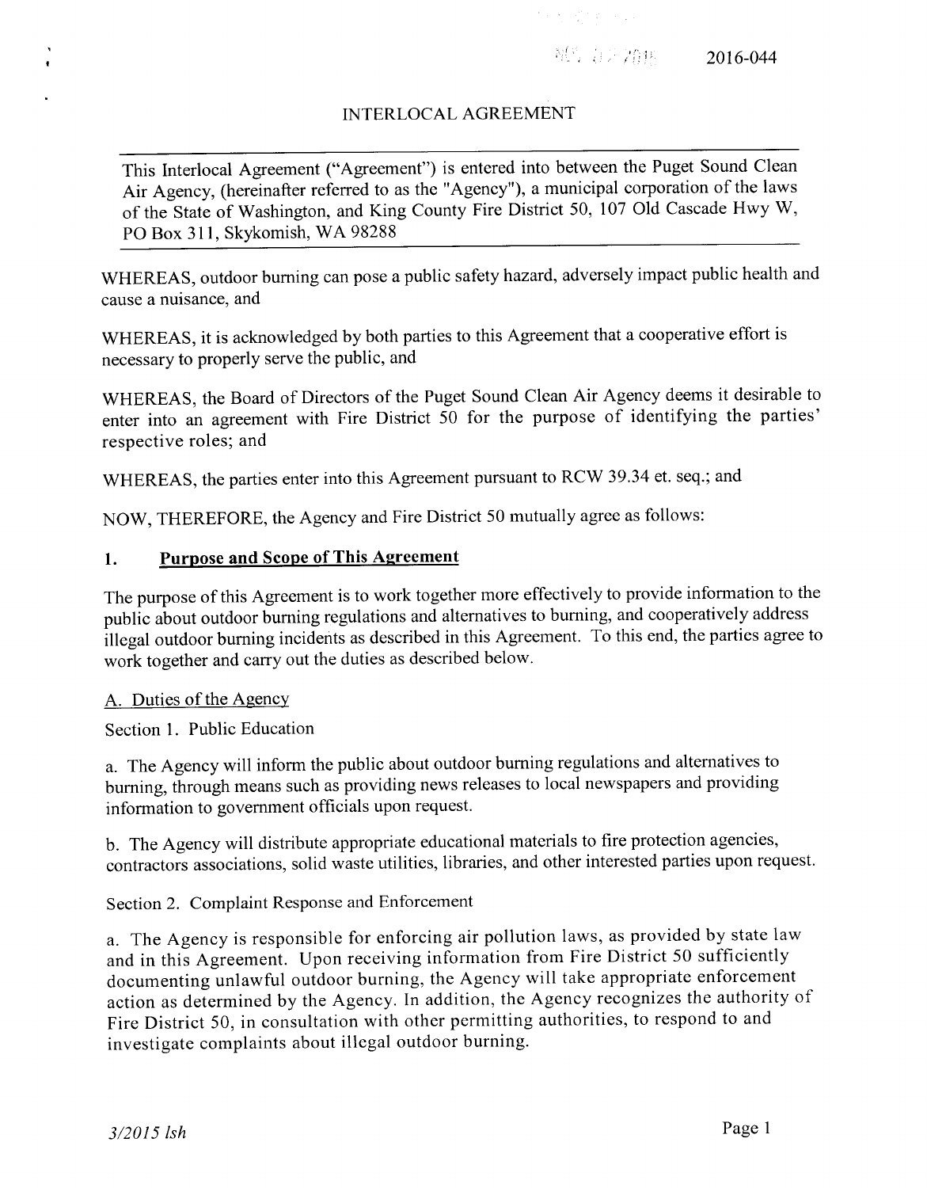2016-044

# INTERLOCAL AGREEMENT

This Interlocal Agreement ("Agreement") is entered into between the Puget Sound Clean Air Agency, (hereinafter referred to as the "Agency"), a municipal corporation of the laws of the State of Washington, and King County Fire District 50, 107 Old Cascade Hwy W, PO Box 311, Skykomish, WA 98288

WHEREAS, outdoor burning can pose a public safety hazard, adversely impact public health and cause a nuisance, and

WHEREAS, it is acknowledged by both parties to this Agreement that a cooperative effort is necessary to properly serve the public, and

WHEREAS, the Board of Directors of the Puget Sound Clean Air Agency deems it desirable to enter into an agreement with Fire District 50 for the purpose of identifying the parties' respective roles; and

WHEREAS, the parties enter into this Agreement pursuant to RCW 39.34 et. seq.; and

NOW, THEREFORE, the Agency and Fire District 50 mutually agree as follows:

## 1. Purpose and Scope of This Agreement

The purpose of this Agreement is to work together more effectively to provide information to the public about outdoor burning regulations and alternatives to burning, and cooperatively address illegal outdoor burning incidents as described in this Agreement. To this end, the parties agree to work together and carry out the duties as described below.

### A. Duties of the Agency

Section 1. Public Education

a. The Agency will inform the public about outdoor burning regulations and alternatives to burning, through means such as providing news releases to local newspapers and providing information to government officials upon request.

b. The Agency will distribute appropriate educational materials to fire protection agencies, contractors associations, solid waste utilities, libraries, and other interested parties upon request.

Section 2. Complaint Response and Enforcement

a. The Agency is responsible for enforcing air pollution laws, as provided by state law and in this Agreement. Upon receiving information from Fire District 50 sufficiently documenting unlawful outdoor burning, the Agency will take appropriate enforcement action as determined by the Agency. In addition, the Agency recognizes the authority of Fire District 50, in consultation with other permitting authorities, to respond to and investigate complaints about illegal outdoor burning.

*3/2015 lsh*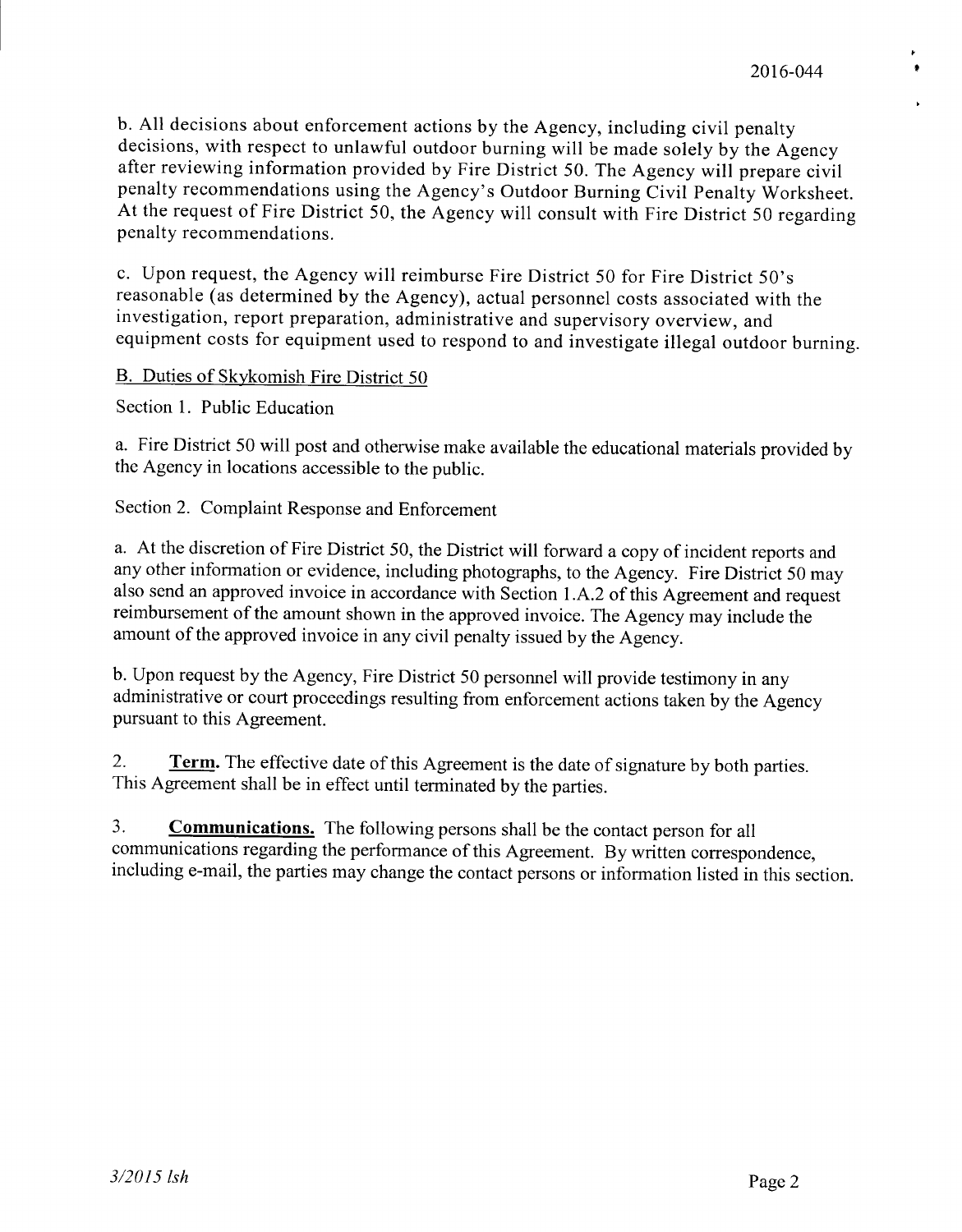b. All decisions about enforcement actions by the Agency, including civil penalty decisions, with respect to unlawful outdoor burning will be made solely by the Agency after reviewing information provided by Fire District 50. The Agency will prepare civil penalty recommendations using the Agency's Outdoor Burning Civil Penalty Worksheet. At the request of Fire District 50, the Agency will consult with Fire District 50 regarding penalty recommendations.

c. Upon request, the Agency will reimburse Fire District 50 for Fire District 50's reasonable (as determined by the Agency), actual personnel costs associated with the investigation, report preparation, administrative and supervisory overview, and equipment costs for equipment used to respond to and investigate illegal outdoor burning.

B. Duties of Skykomish Fire District 50

Section 1. Public Education

a. Fire District 50 will post and otherwise make available the educational materials provided by the Agency in locations accessible to the public.

Section 2. Complaint Response and Enforcement

a. At the discretion of Fire District 50, the District will forward a copy of incident reports and any other information or evidence, including photographs, to the Agency. Fire District 50 may also send an approved invoice in accordance with Section 1.A.2 of this Agreement and request reimbursement of the amount shown in the approved invoice. The Agency may include the amount of the approved invoice in any civil penalty issued by the Agency.

b. Upon request by the Agency, Fire District 50 personnel will provide testimony in any administrative or court proceedings resulting from enforcement actions taken by the Agency pursuant to this Agreement.

2. **Term.** The effective date of this Agreement is the date of signature by both parties. This Agreement shall be in effect until terminated by the parties.

3. **Communications.** The following persons shall be the contact person for all communications regarding the performance of this Agreement. By written correspondence, including e-mail, the parties may change the contact persons or information listed in this section.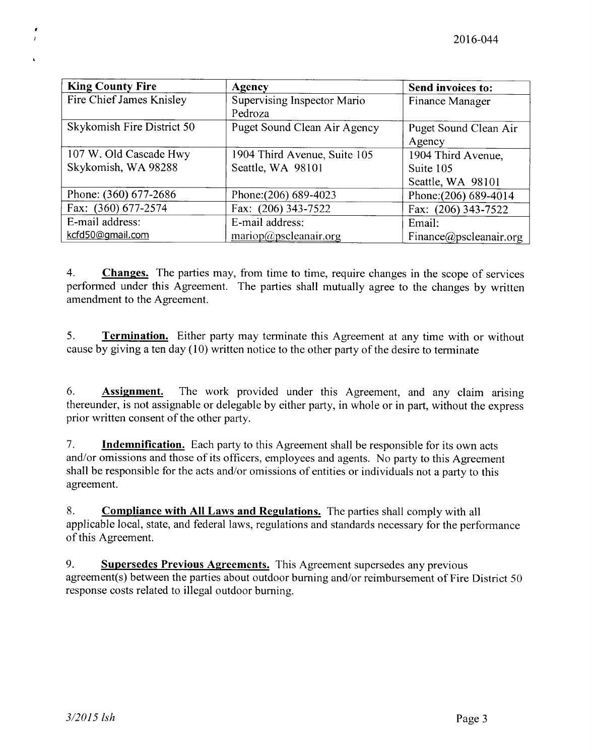| King County Fire | Agency | Send invoices to: |
|---|---|---|
| Fire Chief James Knisley | Supervising Inspector Mario Pedroza | Finance Manager |
| Skykomish Fire District 50 | Puget Sound Clean Air Agency | Puget Sound Clean Air Agency |
| 107 W. Old Cascade Hwy Skykomish, WA 98288 | 1904 Third Avenue, Suite 105 Seattle, WA 98101 | 1904 Third Avenue, Suite 105 Seattle, WA 98101 |
| Phone: (360) 677-2686 | Phone:(206) 689-4023 | Phone:(206) 689-4014 |
| Fax: (360) 677-2574 | Fax: (206) 343-7522 | Fax: (206) 343-7522 |
| E-mail address: kcfd50@gmail.com | E-mail address: mariop@pscleanair.org | Email: Finance@pscleanair.org |

4. **Changes.** The parties may, from time to time, require changes in the scope of services performed under this Agreement. The parties shall mutually agree to the changes by written amendment to the Agreement.

5. **Termination.** Either party may terminate this Agreement at any time with or without cause by giving a ten day (10) written notice to the other party of the desire to terminate

6. **Assignment.** The work provided under this Agreement, and any claim arising thereunder, is not assignable or delegable by either party, in whole or in part, without the express prior written consent of the other party.

7. **Indemnification.** Each party to this Agreement shall be responsible for its own acts and/or omissions and those of its officers, employees and agents. No party to this Agreement shall be responsible for the acts and/or omissions of entities or individuals not a party to this agreement.

8. **Compliance with All Laws and Regulations.** The parties shall comply with all applicable local, state, and federal laws, regulations and standards necessary for the performance of this Agreement.

9. **Supersedes Previous Agreements.** This Agreement supersedes any previous agreement(s) between the parties about outdoor burning and/or reimbursement of Fire District 50 response costs related to illegal outdoor burning.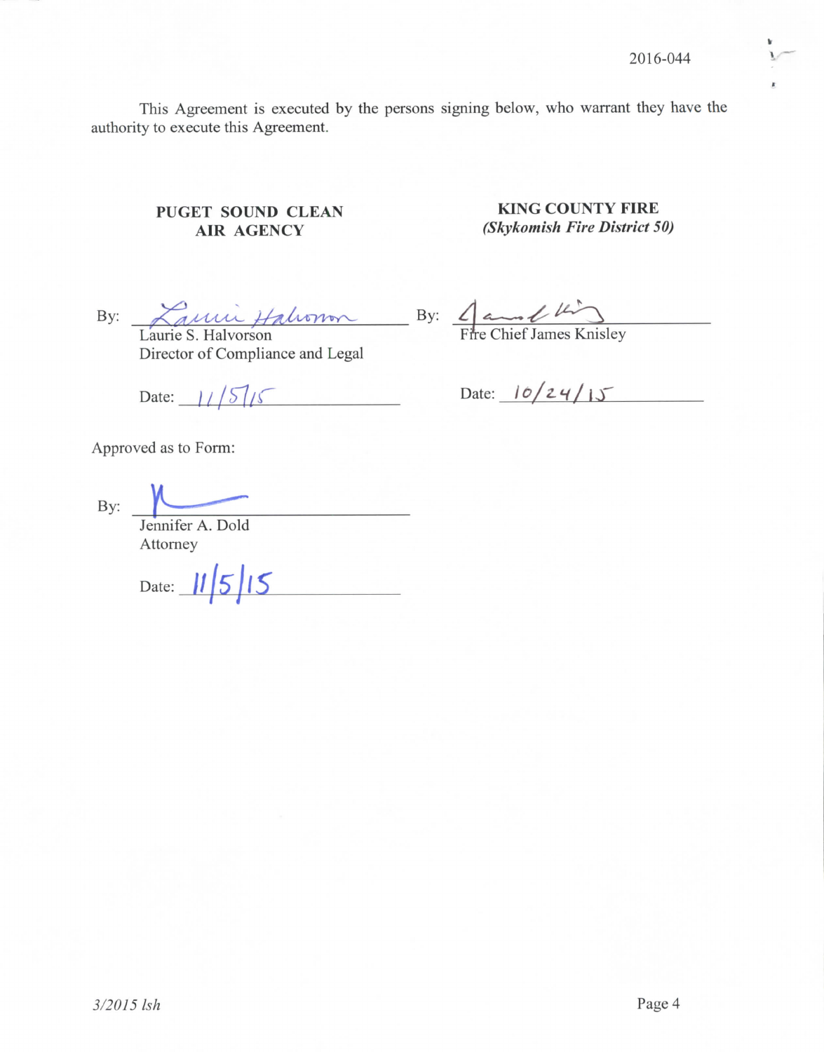2016-044

This Agreement is executed by the persons signing below, who warrant they have the authority to execute this Agreement.

**PUGET SOUND CLEAN AIR AGENCY**

By: ______________________________
Laurie S. Halvorson
Director of Compliance and Legal

Date: 11/5/15

**KING COUNTY FIRE**
***(Skykomish Fire District 50)***

By: ______________________________
Fire Chief James Knisley

Date: 10/24/15

Approved as to Form:

By: ______________________________
Jennifer A. Dold
Attorney

Date: 11/5/15

*3/2015 lsh*